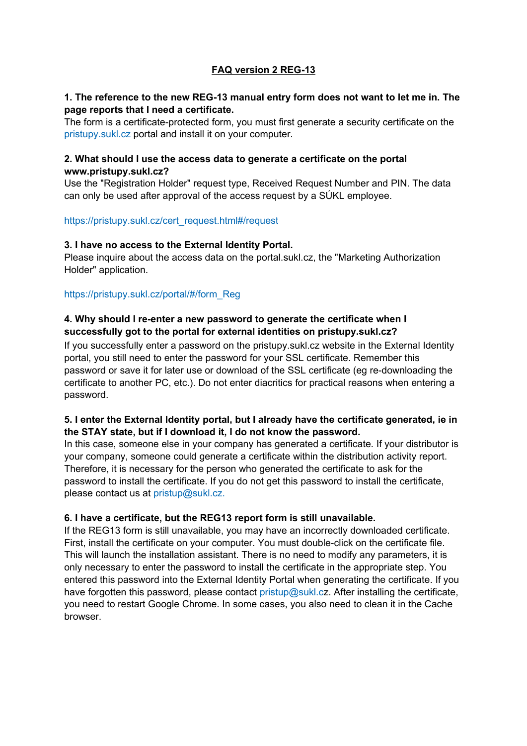# FAQ version 2 REG-13

**1. The reference to the new REG-13 manual entry form does not want to let me in. The page reports that I need a certificate.**

The form is a certificate-protected form, you must first generate a security certificate on the pristupy.sukl.cz portal and install it on your computer.

**2. What should I use the access data to generate a certificate on the portal www.pristupy.sukl.cz?**

Use the "Registration Holder" request type, Received Request Number and PIN. The data can only be used after approval of the access request by a SÚKL employee.

https://pristupy.sukl.cz/cert_request.html#/request

**3. I have no access to the External Identity Portal.**

Please inquire about the access data on the portal.sukl.cz, the "Marketing Authorization Holder" application.

https://pristupy.sukl.cz/portal/#/form_Reg

**4. Why should I re-enter a new password to generate the certificate when I successfully got to the portal for external identities on pristupy.sukl.cz?**

If you successfully enter a password on the pristupy.sukl.cz website in the External Identity portal, you still need to enter the password for your SSL certificate. Remember this password or save it for later use or download of the SSL certificate (eg re-downloading the certificate to another PC, etc.). Do not enter diacritics for practical reasons when entering a password.

**5. I enter the External Identity portal, but I already have the certificate generated, ie in the STAY state, but if I download it, I do not know the password.**

In this case, someone else in your company has generated a certificate. If your distributor is your company, someone could generate a certificate within the distribution activity report. Therefore, it is necessary for the person who generated the certificate to ask for the password to install the certificate. If you do not get this password to install the certificate, please contact us at pristup@sukl.cz.

**6. I have a certificate, but the REG13 report form is still unavailable.**

If the REG13 form is still unavailable, you may have an incorrectly downloaded certificate. First, install the certificate on your computer. You must double-click on the certificate file. This will launch the installation assistant. There is no need to modify any parameters, it is only necessary to enter the password to install the certificate in the appropriate step. You entered this password into the External Identity Portal when generating the certificate. If you have forgotten this password, please contact pristup@sukl.cz. After installing the certificate, you need to restart Google Chrome. In some cases, you also need to clean it in the Cache browser.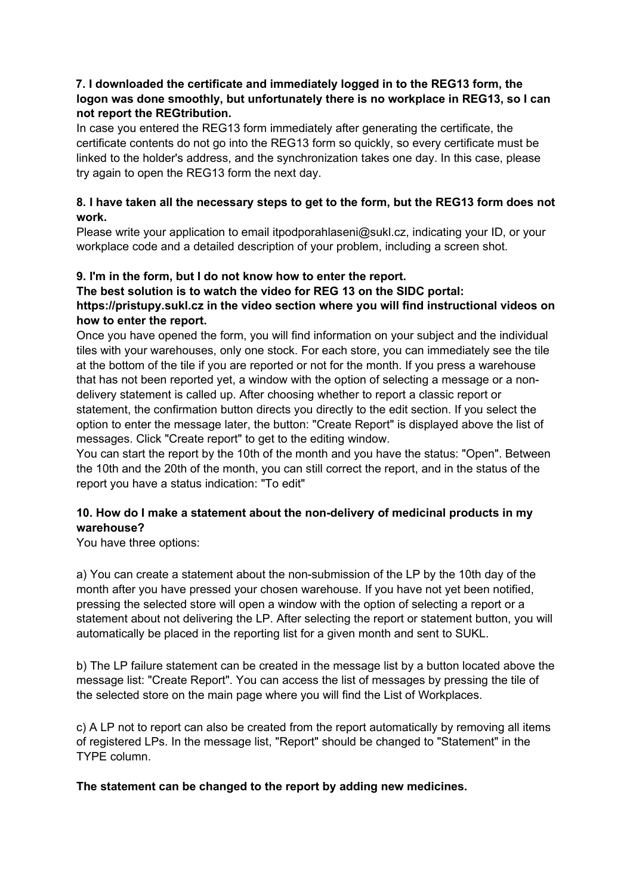**7. I downloaded the certificate and immediately logged in to the REG13 form, the logon was done smoothly, but unfortunately there is no workplace in REG13, so I can not report the REGtribution.**

In case you entered the REG13 form immediately after generating the certificate, the certificate contents do not go into the REG13 form so quickly, so every certificate must be linked to the holder's address, and the synchronization takes one day. In this case, please try again to open the REG13 form the next day.

**8. I have taken all the necessary steps to get to the form, but the REG13 form does not work.**

Please write your application to email itpodporahlaseni@sukl.cz, indicating your ID, or your workplace code and a detailed description of your problem, including a screen shot.

**9. I'm in the form, but I do not know how to enter the report.**
**The best solution is to watch the video for REG 13 on the SIDC portal: https://pristupy.sukl.cz in the video section where you will find instructional videos on how to enter the report.**

Once you have opened the form, you will find information on your subject and the individual tiles with your warehouses, only one stock. For each store, you can immediately see the tile at the bottom of the tile if you are reported or not for the month. If you press a warehouse that has not been reported yet, a window with the option of selecting a message or a non-delivery statement is called up. After choosing whether to report a classic report or statement, the confirmation button directs you directly to the edit section. If you select the option to enter the message later, the button: "Create Report" is displayed above the list of messages. Click "Create report" to get to the editing window.

You can start the report by the 10th of the month and you have the status: "Open". Between the 10th and the 20th of the month, you can still correct the report, and in the status of the report you have a status indication: "To edit"

**10. How do I make a statement about the non-delivery of medicinal products in my warehouse?**

You have three options:

a) You can create a statement about the non-submission of the LP by the 10th day of the month after you have pressed your chosen warehouse. If you have not yet been notified, pressing the selected store will open a window with the option of selecting a report or a statement about not delivering the LP. After selecting the report or statement button, you will automatically be placed in the reporting list for a given month and sent to SUKL.

b) The LP failure statement can be created in the message list by a button located above the message list: "Create Report". You can access the list of messages by pressing the tile of the selected store on the main page where you will find the List of Workplaces.

c) A LP not to report can also be created from the report automatically by removing all items of registered LPs. In the message list, "Report" should be changed to "Statement" in the TYPE column.

**The statement can be changed to the report by adding new medicines.**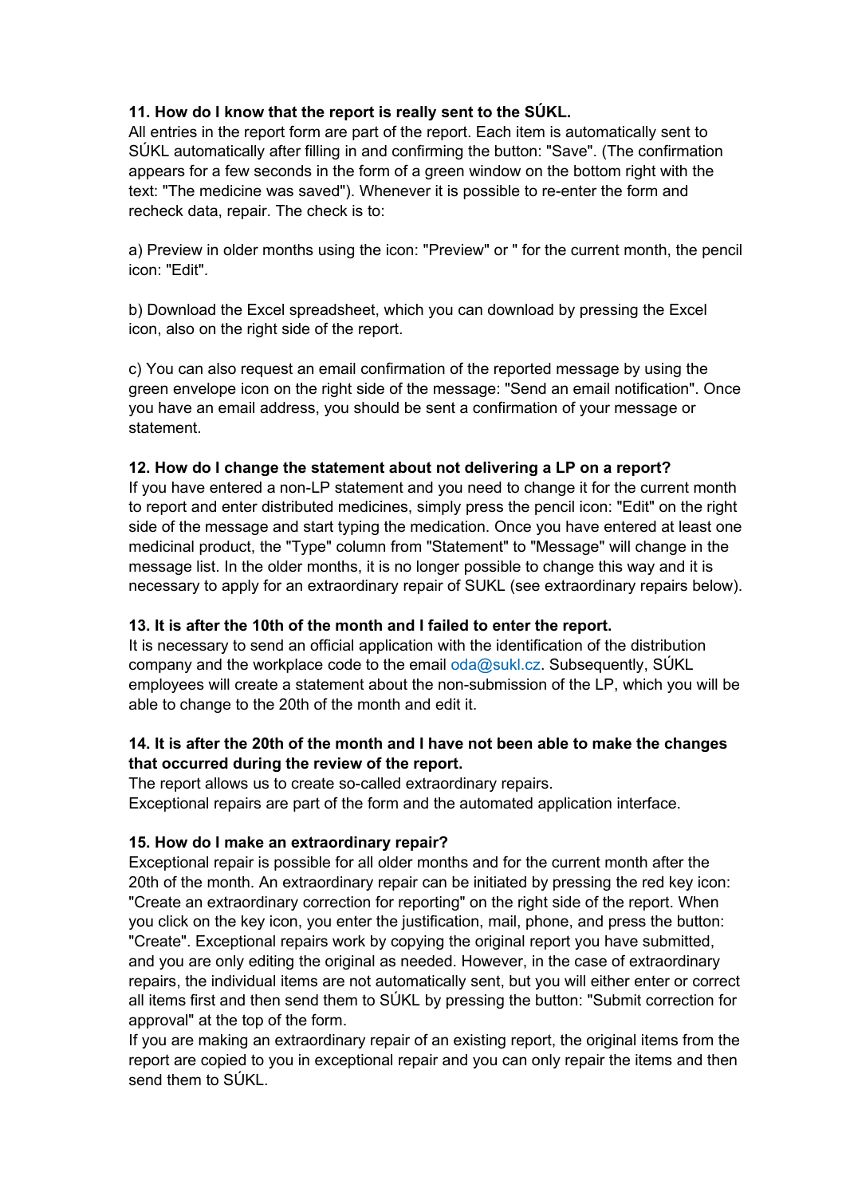**11. How do I know that the report is really sent to the SÚKL.**

All entries in the report form are part of the report. Each item is automatically sent to SÚKL automatically after filling in and confirming the button: "Save". (The confirmation appears for a few seconds in the form of a green window on the bottom right with the text: "The medicine was saved"). Whenever it is possible to re-enter the form and recheck data, repair. The check is to:

a) Preview in older months using the icon: "Preview" or " for the current month, the pencil icon: "Edit".

b) Download the Excel spreadsheet, which you can download by pressing the Excel icon, also on the right side of the report.

c) You can also request an email confirmation of the reported message by using the green envelope icon on the right side of the message: "Send an email notification". Once you have an email address, you should be sent a confirmation of your message or statement.

**12. How do I change the statement about not delivering a LP on a report?**

If you have entered a non-LP statement and you need to change it for the current month to report and enter distributed medicines, simply press the pencil icon: "Edit" on the right side of the message and start typing the medication. Once you have entered at least one medicinal product, the "Type" column from "Statement" to "Message" will change in the message list. In the older months, it is no longer possible to change this way and it is necessary to apply for an extraordinary repair of SUKL (see extraordinary repairs below).

**13. It is after the 10th of the month and I failed to enter the report.**

It is necessary to send an official application with the identification of the distribution company and the workplace code to the email oda@sukl.cz. Subsequently, SÚKL employees will create a statement about the non-submission of the LP, which you will be able to change to the 20th of the month and edit it.

**14. It is after the 20th of the month and I have not been able to make the changes that occurred during the review of the report.**

The report allows us to create so-called extraordinary repairs.
Exceptional repairs are part of the form and the automated application interface.

**15. How do I make an extraordinary repair?**

Exceptional repair is possible for all older months and for the current month after the 20th of the month. An extraordinary repair can be initiated by pressing the red key icon: "Create an extraordinary correction for reporting" on the right side of the report. When you click on the key icon, you enter the justification, mail, phone, and press the button: "Create". Exceptional repairs work by copying the original report you have submitted, and you are only editing the original as needed. However, in the case of extraordinary repairs, the individual items are not automatically sent, but you will either enter or correct all items first and then send them to SÚKL by pressing the button: "Submit correction for approval" at the top of the form.

If you are making an extraordinary repair of an existing report, the original items from the report are copied to you in exceptional repair and you can only repair the items and then send them to SÚKL.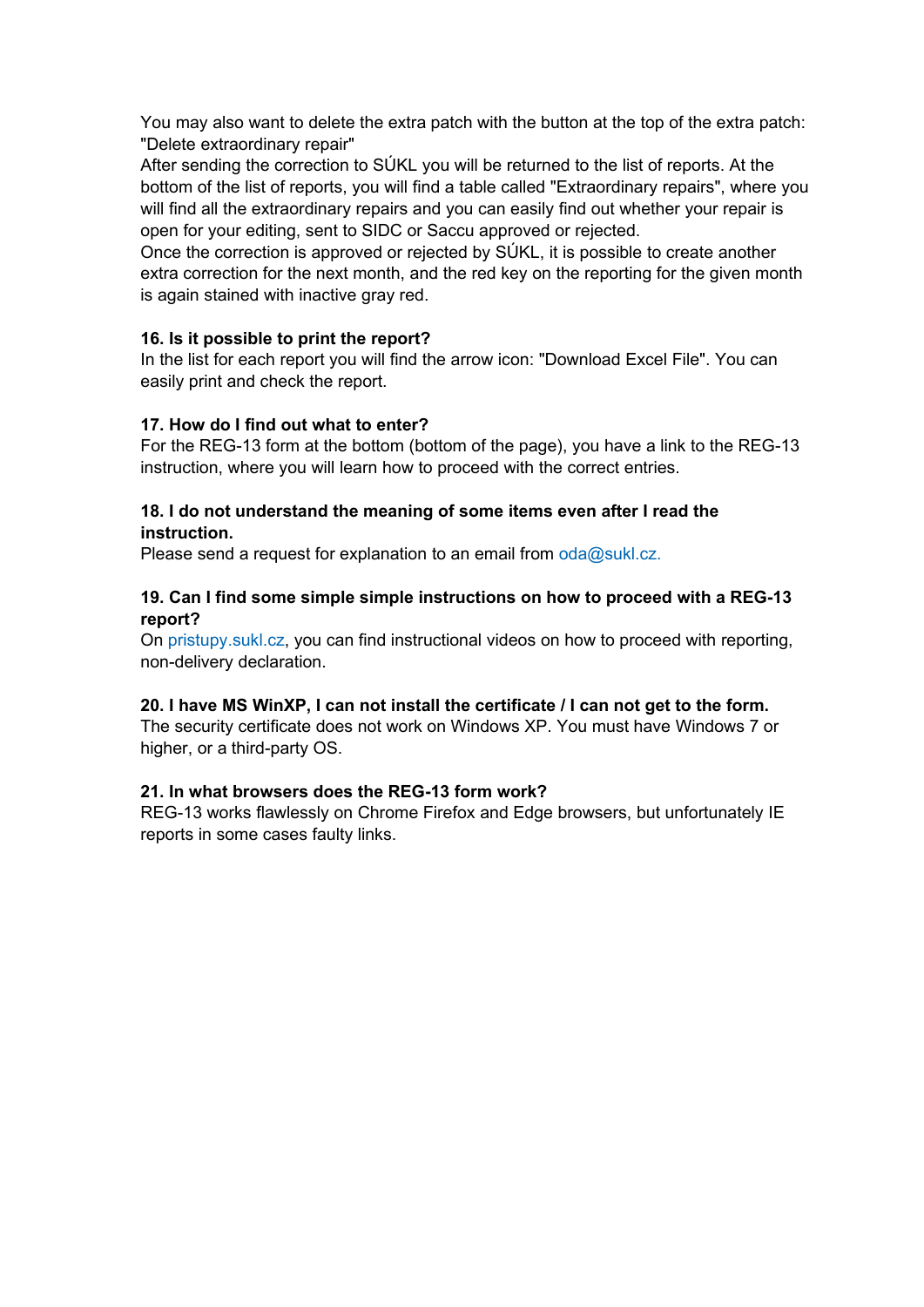You may also want to delete the extra patch with the button at the top of the extra patch: "Delete extraordinary repair"
After sending the correction to SÚKL you will be returned to the list of reports. At the bottom of the list of reports, you will find a table called "Extraordinary repairs", where you will find all the extraordinary repairs and you can easily find out whether your repair is open for your editing, sent to SIDC or Saccu approved or rejected.
Once the correction is approved or rejected by SÚKL, it is possible to create another extra correction for the next month, and the red key on the reporting for the given month is again stained with inactive gray red.

**16. Is it possible to print the report?**
In the list for each report you will find the arrow icon: "Download Excel File". You can easily print and check the report.

**17. How do I find out what to enter?**
For the REG-13 form at the bottom (bottom of the page), you have a link to the REG-13 instruction, where you will learn how to proceed with the correct entries.

**18. I do not understand the meaning of some items even after I read the instruction.**
Please send a request for explanation to an email from oda@sukl.cz.

**19. Can I find some simple simple instructions on how to proceed with a REG-13 report?**
On pristupy.sukl.cz, you can find instructional videos on how to proceed with reporting, non-delivery declaration.

**20. I have MS WinXP, I can not install the certificate / I can not get to the form.**
The security certificate does not work on Windows XP. You must have Windows 7 or higher, or a third-party OS.

**21. In what browsers does the REG-13 form work?**
REG-13 works flawlessly on Chrome Firefox and Edge browsers, but unfortunately IE reports in some cases faulty links.